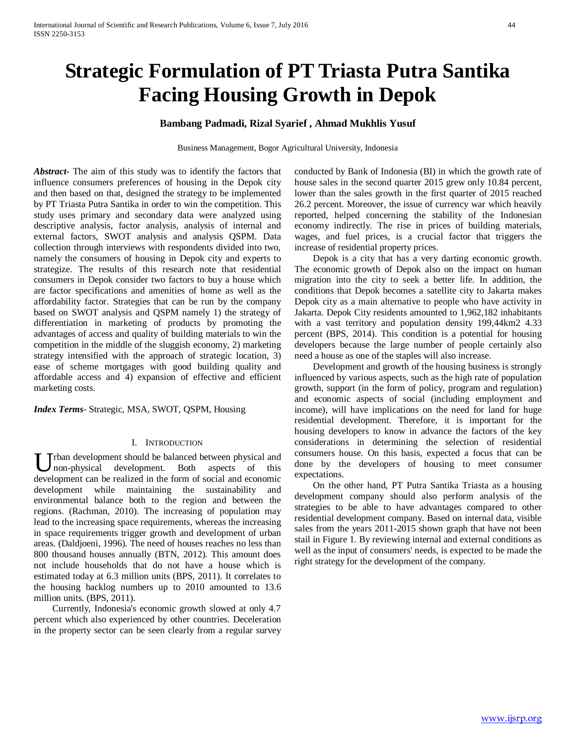# Strategic Formulation of PT Triasta Putra Santika Facing Housing Growth in Depok

**Bambang Padmadi, Rizal Syarief , Ahmad Mukhlis Yusuf**

Business Management, Bogor Agricultural University, Indonesia

***Abstract-*** The aim of this study was to identify the factors that influence consumers preferences of housing in the Depok city and then based on that, designed the strategy to be implemented by PT Triasta Putra Santika in order to win the competition. This study uses primary and secondary data were analyzed using descriptive analysis, factor analysis, analysis of internal and external factors, SWOT analysis and analysis QSPM. Data collection through interviews with respondents divided into two, namely the consumers of housing in Depok city and experts to strategize. The results of this research note that residential consumers in Depok consider two factors to buy a house which are factor specifications and amenities of home as well as the affordability factor. Strategies that can be run by the company based on SWOT analysis and QSPM namely 1) the strategy of differentiation in marketing of products by promoting the advantages of access and quality of building materials to win the competition in the middle of the sluggish economy, 2) marketing strategy intensified with the approach of strategic location, 3) ease of scheme mortgages with good building quality and affordable access and 4) expansion of effective and efficient marketing costs.

***Index Terms-*** Strategic, MSA, SWOT, QSPM, Housing

## I. Introduction

Urban development should be balanced between physical and non-physical development. Both aspects of this development can be realized in the form of social and economic development while maintaining the sustainability and environmental balance both to the region and between the regions. (Rachman, 2010). The increasing of population may lead to the increasing space requirements, whereas the increasing in space requirements trigger growth and development of urban areas. (Daldjoeni, 1996). The need of houses reaches no less than 800 thousand houses annually (BTN, 2012). This amount does not include households that do not have a house which is estimated today at 6.3 million units (BPS, 2011). It correlates to the housing backlog numbers up to 2010 amounted to 13.6 million units. (BPS, 2011).

Currently, Indonesia's economic growth slowed at only 4.7 percent which also experienced by other countries. Deceleration in the property sector can be seen clearly from a regular survey conducted by Bank of Indonesia (BI) in which the growth rate of house sales in the second quarter 2015 grew only 10.84 percent, lower than the sales growth in the first quarter of 2015 reached 26.2 percent. Moreover, the issue of currency war which heavily reported, helped concerning the stability of the Indonesian economy indirectly. The rise in prices of building materials, wages, and fuel prices, is a crucial factor that triggers the increase of residential property prices.

Depok is a city that has a very darting economic growth. The economic growth of Depok also on the impact on human migration into the city to seek a better life. In addition, the conditions that Depok becomes a satellite city to Jakarta makes Depok city as a main alternative to people who have activity in Jakarta. Depok City residents amounted to 1,962,182 inhabitants with a vast territory and population density 199,44km2 4.33 percent (BPS, 2014). This condition is a potential for housing developers because the large number of people certainly also need a house as one of the staples will also increase.

Development and growth of the housing business is strongly influenced by various aspects, such as the high rate of population growth, support (in the form of policy, program and regulation) and economic aspects of social (including employment and income), will have implications on the need for land for huge residential development. Therefore, it is important for the housing developers to know in advance the factors of the key considerations in determining the selection of residential consumers house. On this basis, expected a focus that can be done by the developers of housing to meet consumer expectations.

On the other hand, PT Putra Santika Triasta as a housing development company should also perform analysis of the strategies to be able to have advantages compared to other residential development company. Based on internal data, visible sales from the years 2011-2015 shown graph that have not been stail in Figure 1. By reviewing internal and external conditions as well as the input of consumers' needs, is expected to be made the right strategy for the development of the company.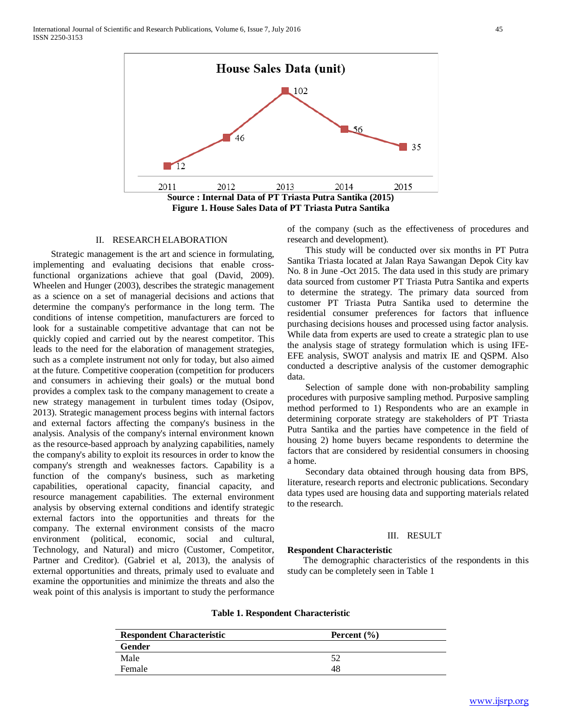Source : Internal Data of PT Triasta Putra Santika (2015)

**Figure 1. House Sales Data of PT Triasta Putra Santika**

## II. RESEARCH ELABORATION

Strategic management is the art and science in formulating, implementing and evaluating decisions that enable cross-functional organizations achieve that goal (David, 2009). Wheelen and Hunger (2003), describes the strategic management as a science on a set of managerial decisions and actions that determine the company's performance in the long term. The conditions of intense competition, manufacturers are forced to look for a sustainable competitive advantage that can not be quickly copied and carried out by the nearest competitor. This leads to the need for the elaboration of management strategies, such as a complete instrument not only for today, but also aimed at the future. Competitive cooperation (competition for producers and consumers in achieving their goals) or the mutual bond provides a complex task to the company management to create a new strategy management in turbulent times today (Osipov, 2013). Strategic management process begins with internal factors and external factors affecting the company's business in the analysis. Analysis of the company's internal environment known as the resource-based approach by analyzing capabilities, namely the company's ability to exploit its resources in order to know the company's strength and weaknesses factors. Capability is a function of the company's business, such as marketing capabilities, operational capacity, financial capacity, and resource management capabilities. The external environment analysis by observing external conditions and identify strategic external factors into the opportunities and threats for the company. The external environment consists of the macro environment (political, economic, social and cultural, Technology, and Natural) and micro (Customer, Competitor, Partner and Creditor). (Gabriel et al, 2013), the analysis of external opportunities and threats, primaly used to evaluate and examine the opportunities and minimize the threats and also the weak point of this analysis is important to study the performance of the company (such as the effectiveness of procedures and research and development).

This study will be conducted over six months in PT Putra Santika Triasta located at Jalan Raya Sawangan Depok City kav No. 8 in June -Oct 2015. The data used in this study are primary data sourced from customer PT Triasta Putra Santika and experts to determine the strategy. The primary data sourced from customer PT Triasta Putra Santika used to determine the residential consumer preferences for factors that influence purchasing decisions houses and processed using factor analysis. While data from experts are used to create a strategic plan to use the analysis stage of strategy formulation which is using IFE-EFE analysis, SWOT analysis and matrix IE and QSPM. Also conducted a descriptive analysis of the customer demographic data.

Selection of sample done with non-probability sampling procedures with purposive sampling method. Purposive sampling method performed to 1) Respondents who are an example in determining corporate strategy are stakeholders of PT Triasta Putra Santika and the parties have competence in the field of housing 2) home buyers became respondents to determine the factors that are considered by residential consumers in choosing a home.

Secondary data obtained through housing data from BPS, literature, research reports and electronic publications. Secondary data types used are housing data and supporting materials related to the research.

## III. RESULT

**Respondent Characteristic**

The demographic characteristics of the respondents in this study can be completely seen in Table 1

**Table 1. Respondent Characteristic**

| Respondent Characteristic | Percent (%) |
|---|---|
| **Gender** | |
| Male | 52 |
| Female | 48 |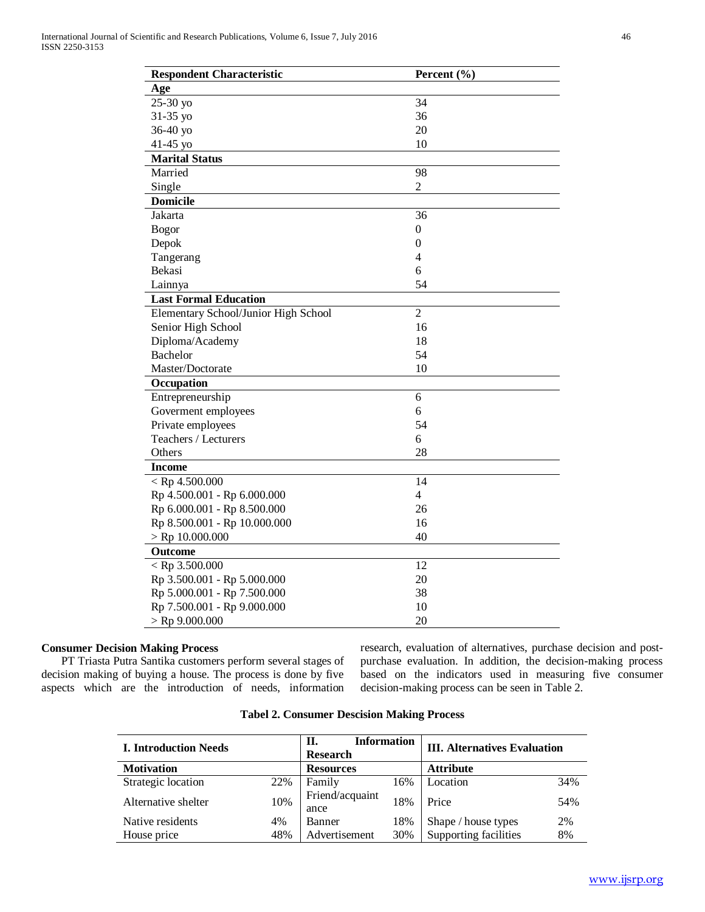| Respondent Characteristic | Percent (%) |
|---|---|
| **Age** | |
| 25-30 yo | 34 |
| 31-35 yo | 36 |
| 36-40 yo | 20 |
| 41-45 yo | 10 |
| **Marital Status** | |
| Married | 98 |
| Single | 2 |
| **Domicile** | |
| Jakarta | 36 |
| Bogor | 0 |
| Depok | 0 |
| Tangerang | 4 |
| Bekasi | 6 |
| Lainnya | 54 |
| **Last Formal Education** | |
| Elementary School/Junior High School | 2 |
| Senior High School | 16 |
| Diploma/Academy | 18 |
| Bachelor | 54 |
| Master/Doctorate | 10 |
| **Occupation** | |
| Entrepreneurship | 6 |
| Goverment employees | 6 |
| Private employees | 54 |
| Teachers / Lecturers | 6 |
| Others | 28 |
| **Income** | |
| < Rp 4.500.000 | 14 |
| Rp 4.500.001 - Rp 6.000.000 | 4 |
| Rp 6.000.001 - Rp 8.500.000 | 26 |
| Rp 8.500.001 - Rp 10.000.000 | 16 |
| > Rp 10.000.000 | 40 |
| **Outcome** | |
| < Rp 3.500.000 | 12 |
| Rp 3.500.001 - Rp 5.000.000 | 20 |
| Rp 5.000.001 - Rp 7.500.000 | 38 |
| Rp 7.500.001 - Rp 9.000.000 | 10 |
| > Rp 9.000.000 | 20 |

**Consumer Decision Making Process**

PT Triasta Putra Santika customers perform several stages of decision making of buying a house. The process is done by five aspects which are the introduction of needs, information research, evaluation of alternatives, purchase decision and post-purchase evaluation. In addition, the decision-making process based on the indicators used in measuring five consumer decision-making process can be seen in Table 2.

**Tabel 2. Consumer Descision Making Process**

| I. Introduction Needs | | II. Information Research | | III. Alternatives Evaluation | |
|---|---|---|---|---|---|
| **Motivation** | | **Resources** | | **Attribute** | |
| Strategic location | 22% | Family | 16% | Location | 34% |
| Alternative shelter | 10% | Friend/acquaintance | 18% | Price | 54% |
| Native residents | 4% | Banner | 18% | Shape / house types | 2% |
| House price | 48% | Advertisement | 30% | Supporting facilities | 8% |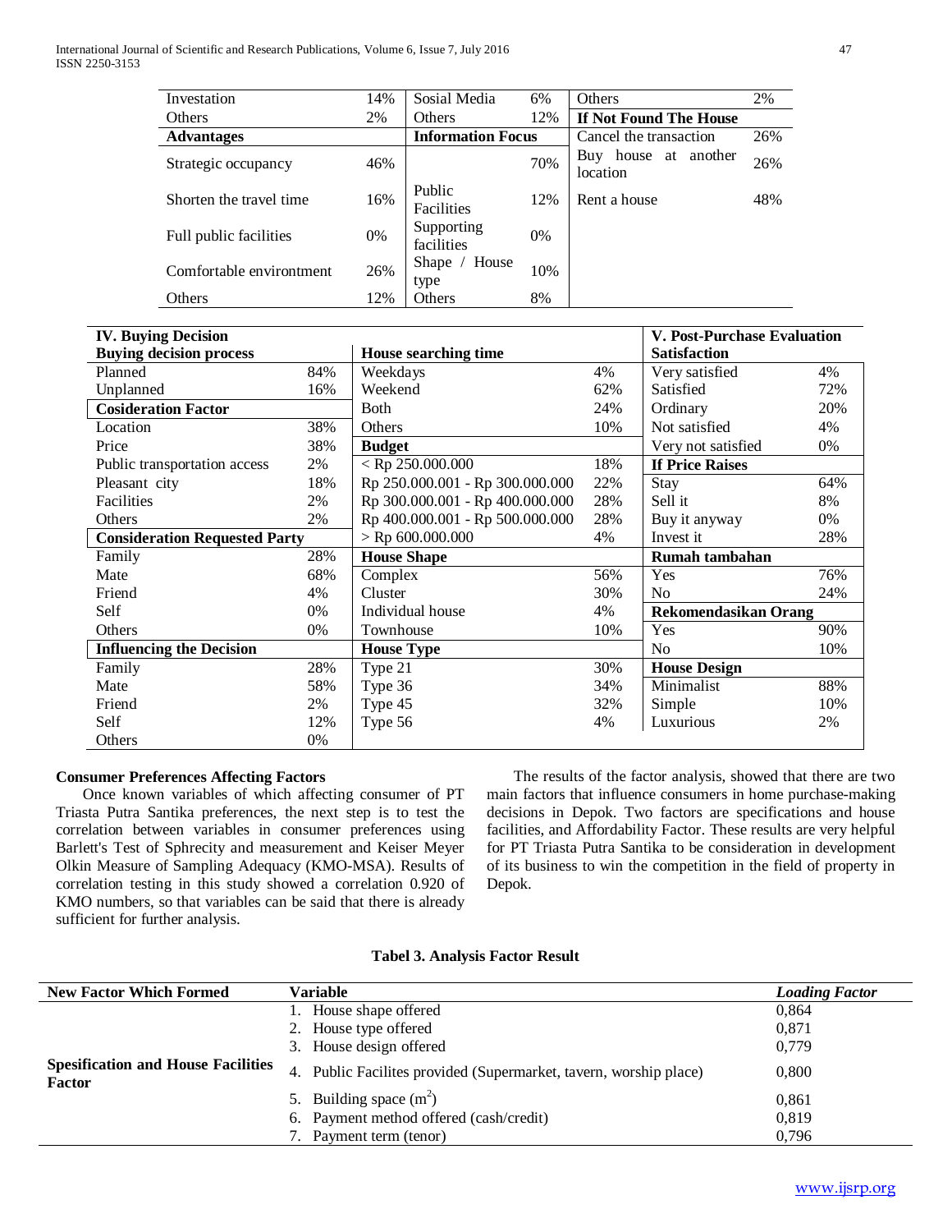| | | | | | |
|---|---|---|---|---|---|
| Investation | 14% | Sosial Media | 6% | Others | 2% |
| Others | 2% | Others | 12% | **If Not Found The House** | |
| **Advantages** | | **Information Focus** | | Cancel the transaction | 26% |
| Strategic occupancy | 46% | | 70% | Buy house at another location | 26% |
| Shorten the travel time | 16% | Public Facilities | 12% | Rent a house | 48% |
| Full public facilities | 0% | Supporting facilities | 0% | | |
| Comfortable environtment | 26% | Shape / House type | 10% | | |
| Others | 12% | Others | 8% | | |

| **IV. Buying Decision** | | | | **V. Post-Purchase Evaluation** | |
|---|---|---|---|---|---|
| **Buying decision process** | | **House searching time** | | **Satisfaction** | |
| Planned | 84% | Weekdays | 4% | Very satisfied | 4% |
| Unplanned | 16% | Weekend | 62% | Satisfied | 72% |
| **Cosideration Factor** | | Both | 24% | Ordinary | 20% |
| Location | 38% | Others | 10% | Not satisfied | 4% |
| Price | 38% | **Budget** | | Very not satisfied | 0% |
| Public transportation access | 2% | < Rp 250.000.000 | 18% | **If Price Raises** | |
| Pleasant city | 18% | Rp 250.000.001 - Rp 300.000.000 | 22% | Stay | 64% |
| Facilities | 2% | Rp 300.000.001 - Rp 400.000.000 | 28% | Sell it | 8% |
| Others | 2% | Rp 400.000.001 - Rp 500.000.000 | 28% | Buy it anyway | 0% |
| **Consideration Requested Party** | | > Rp 600.000.000 | 4% | Invest it | 28% |
| Family | 28% | **House Shape** | | **Rumah tambahan** | |
| Mate | 68% | Complex | 56% | Yes | 76% |
| Friend | 4% | Cluster | 30% | No | 24% |
| Self | 0% | Individual house | 4% | **Rekomendasikan Orang** | |
| Others | 0% | Townhouse | 10% | Yes | 90% |
| **Influencing the Decision** | | **House Type** | | No | 10% |
| Family | 28% | Type 21 | 30% | **House Design** | |
| Mate | 58% | Type 36 | 34% | Minimalist | 88% |
| Friend | 2% | Type 45 | 32% | Simple | 10% |
| Self | 12% | Type 56 | 4% | Luxurious | 2% |
| Others | 0% | | | | |

**Consumer Preferences Affecting Factors**

Once known variables of which affecting consumer of PT Triasta Putra Santika preferences, the next step is to test the correlation between variables in consumer preferences using Barlett's Test of Sphrecity and measurement and Keiser Meyer Olkin Measure of Sampling Adequacy (KMO-MSA). Results of correlation testing in this study showed a correlation 0.920 of KMO numbers, so that variables can be said that there is already sufficient for further analysis.

The results of the factor analysis, showed that there are two main factors that influence consumers in home purchase-making decisions in Depok. Two factors are specifications and house facilities, and Affordability Factor. These results are very helpful for PT Triasta Putra Santika to be consideration in development of its business to win the competition in the field of property in Depok.

**Tabel 3. Analysis Factor Result**

| New Factor Which Formed | Variable | *Loading Factor* |
|---|---|---|
| **Spesification and House Facilities Factor** | 1. House shape offered | 0,864 |
| | 2. House type offered | 0,871 |
| | 3. House design offered | 0,779 |
| | 4. Public Facilites provided (Supermarket, tavern, worship place) | 0,800 |
| | 5. Building space ($m^2$) | 0,861 |
| | 6. Payment method offered (cash/credit) | 0,819 |
| | 7. Payment term (tenor) | 0,796 |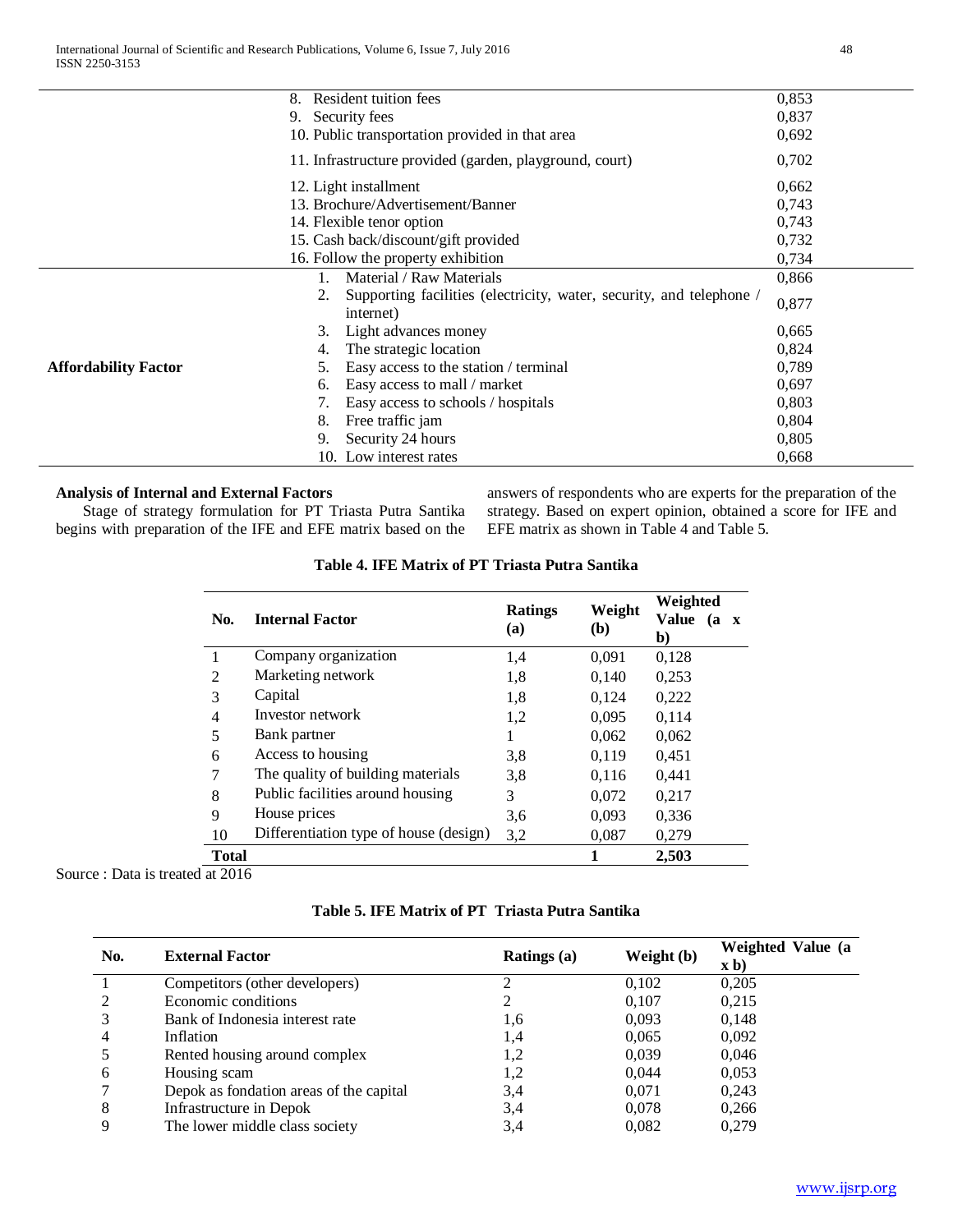| | | |
|---|---|---|
| | 8. Resident tuition fees | 0,853 |
| | 9. Security fees | 0,837 |
| | 10. Public transportation provided in that area | 0,692 |
| | 11. Infrastructure provided (garden, playground, court) | 0,702 |
| | 12. Light installment | 0,662 |
| | 13. Brochure/Advertisement/Banner | 0,743 |
| | 14. Flexible tenor option | 0,743 |
| | 15. Cash back/discount/gift provided | 0,732 |
| | 16. Follow the property exhibition | 0,734 |
| **Affordability Factor** | 1. Material / Raw Materials | 0,866 |
| | 2. Supporting facilities (electricity, water, security, and telephone / internet) | 0,877 |
| | 3. Light advances money | 0,665 |
| | 4. The strategic location | 0,824 |
| | 5. Easy access to the station / terminal | 0,789 |
| | 6. Easy access to mall / market | 0,697 |
| | 7. Easy access to schools / hospitals | 0,803 |
| | 8. Free traffic jam | 0,804 |
| | 9. Security 24 hours | 0,805 |
| | 10. Low interest rates | 0,668 |

**Analysis of Internal and External Factors**

Stage of strategy formulation for PT Triasta Putra Santika begins with preparation of the IFE and EFE matrix based on the answers of respondents who are experts for the preparation of the strategy. Based on expert opinion, obtained a score for IFE and EFE matrix as shown in Table 4 and Table 5.

**Table 4. IFE Matrix of PT Triasta Putra Santika**

| No. | Internal Factor | Ratings (a) | Weight (b) | Weighted Value (a x b) |
|---|---|---|---|---|
| 1 | Company organization | 1,4 | 0,091 | 0,128 |
| 2 | Marketing network | 1,8 | 0,140 | 0,253 |
| 3 | Capital | 1,8 | 0,124 | 0,222 |
| 4 | Investor network | 1,2 | 0,095 | 0,114 |
| 5 | Bank partner | 1 | 0,062 | 0,062 |
| 6 | Access to housing | 3,8 | 0,119 | 0,451 |
| 7 | The quality of building materials | 3,8 | 0,116 | 0,441 |
| 8 | Public facilities around housing | 3 | 0,072 | 0,217 |
| 9 | House prices | 3,6 | 0,093 | 0,336 |
| 10 | Differentiation type of house (design) | 3,2 | 0,087 | 0,279 |
| **Total** | | | **1** | **2,503** |

Source : Data is treated at 2016

**Table 5. IFE Matrix of PT Triasta Putra Santika**

| No. | External Factor | Ratings (a) | Weight (b) | Weighted Value (a x b) |
|---|---|---|---|---|
| 1 | Competitors (other developers) | 2 | 0,102 | 0,205 |
| 2 | Economic conditions | 2 | 0,107 | 0,215 |
| 3 | Bank of Indonesia interest rate | 1,6 | 0,093 | 0,148 |
| 4 | Inflation | 1,4 | 0,065 | 0,092 |
| 5 | Rented housing around complex | 1,2 | 0,039 | 0,046 |
| 6 | Housing scam | 1,2 | 0,044 | 0,053 |
| 7 | Depok as fondation areas of the capital | 3,4 | 0,071 | 0,243 |
| 8 | Infrastructure in Depok | 3,4 | 0,078 | 0,266 |
| 9 | The lower middle class society | 3,4 | 0,082 | 0,279 |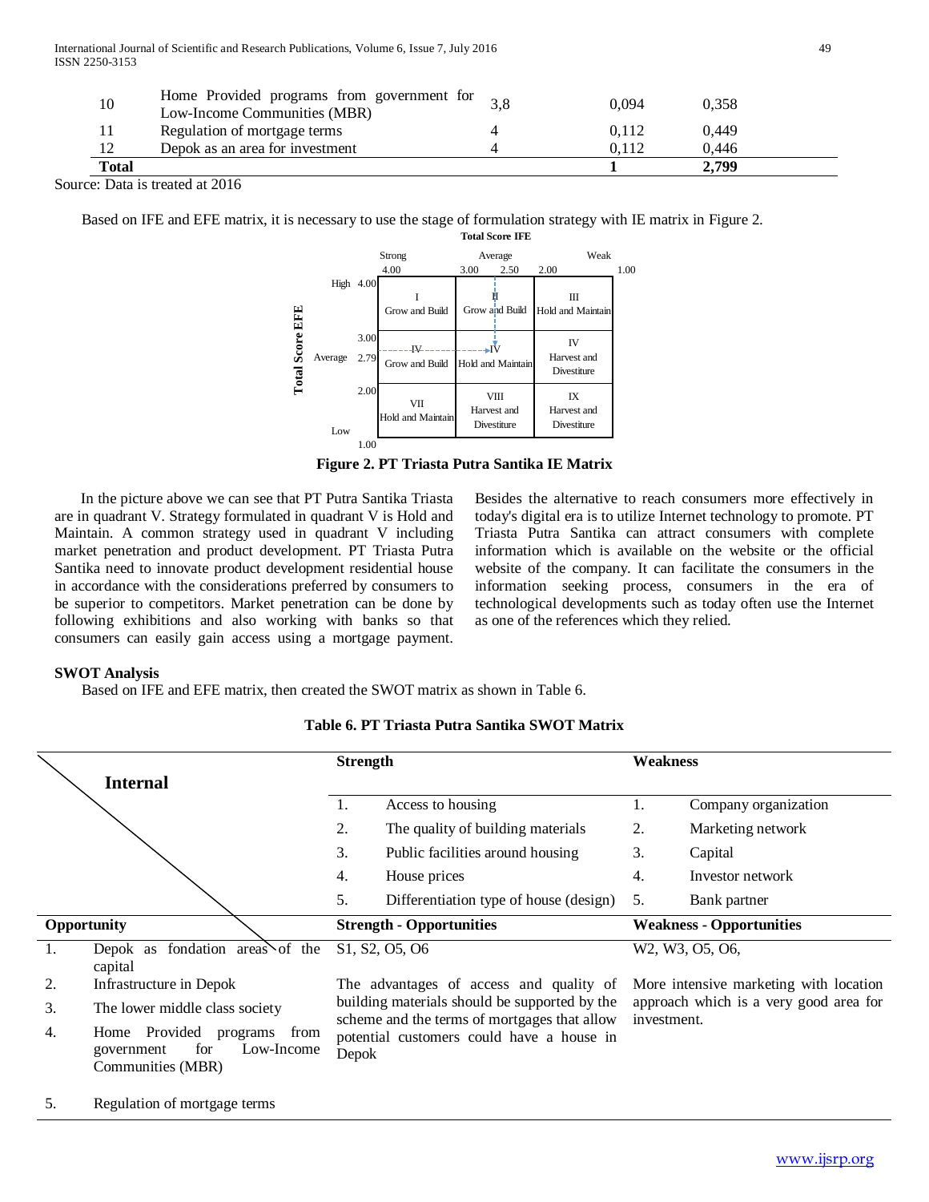| | | | | |
|---|---|---|---|---|
| 10 | Home Provided programs from government for Low-Income Communities (MBR) | 3,8 | 0,094 | 0,358 |
| 11 | Regulation of mortgage terms | 4 | 0,112 | 0,449 |
| 12 | Depok as an area for investment | 4 | 0,112 | 0,446 |
| **Total** | | | **1** | **2,799** |

Source: Data is treated at 2016

Based on IFE and EFE matrix, it is necessary to use the stage of formulation strategy with IE matrix in Figure 2.

**Total Score IFE**

| Total Score EFE | Strong 4.00 – 3.00 | Average 3.00 – 2.00 | Weak 2.00 – 1.00 |
|---|---|---|---|
| High 4.00 – 3.00 | I Grow and Build | II Grow and Build | III Hold and Maintain |
| Average 3.00 – 2.00 (2.79) | IV Grow and Build | V Hold and Maintain | IV Harvest and Divestiture |
| Low 2.00 – 1.00 | VII Hold and Maintain | VIII Harvest and Divestiture | IX Harvest and Divestiture |

**Figure 2. PT Triasta Putra Santika IE Matrix**

In the picture above we can see that PT Putra Santika Triasta are in quadrant V. Strategy formulated in quadrant V is Hold and Maintain. A common strategy used in quadrant V including market penetration and product development. PT Triasta Putra Santika need to innovate product development residential house in accordance with the considerations preferred by consumers to be superior to competitors. Market penetration can be done by following exhibitions and also working with banks so that consumers can easily gain access using a mortgage payment. Besides the alternative to reach consumers more effectively in today's digital era is to utilize Internet technology to promote. PT Triasta Putra Santika can attract consumers with complete information which is available on the website or the official website of the company. It can facilitate the consumers in the information seeking process, consumers in the era of technological developments such as today often use the Internet as one of the references which they relied.

**SWOT Analysis**

Based on IFE and EFE matrix, then created the SWOT matrix as shown in Table 6.

**Table 6. PT Triasta Putra Santika SWOT Matrix**

| Internal | Strength | Weakness |
|---|---|---|
| | 1. Access to housing<br>2. The quality of building materials<br>3. Public facilities around housing<br>4. House prices<br>5. Differentiation type of house (design) | 1. Company organization<br>2. Marketing network<br>3. Capital<br>4. Investor network<br>5. Bank partner |
| **Opportunity** | **Strength - Opportunities** | **Weakness - Opportunities** |
| 1. Depok as fondation areas of the capital<br>2. Infrastructure in Depok<br>3. The lower middle class society<br>4. Home Provided programs from government for Low-Income Communities (MBR)<br>5. Regulation of mortgage terms | S1, S2, O5, O6<br><br>The advantages of access and quality of building materials should be supported by the scheme and the terms of mortgages that allow potential customers could have a house in Depok | W2, W3, O5, O6,<br><br>More intensive marketing with location approach which is a very good area for investment. |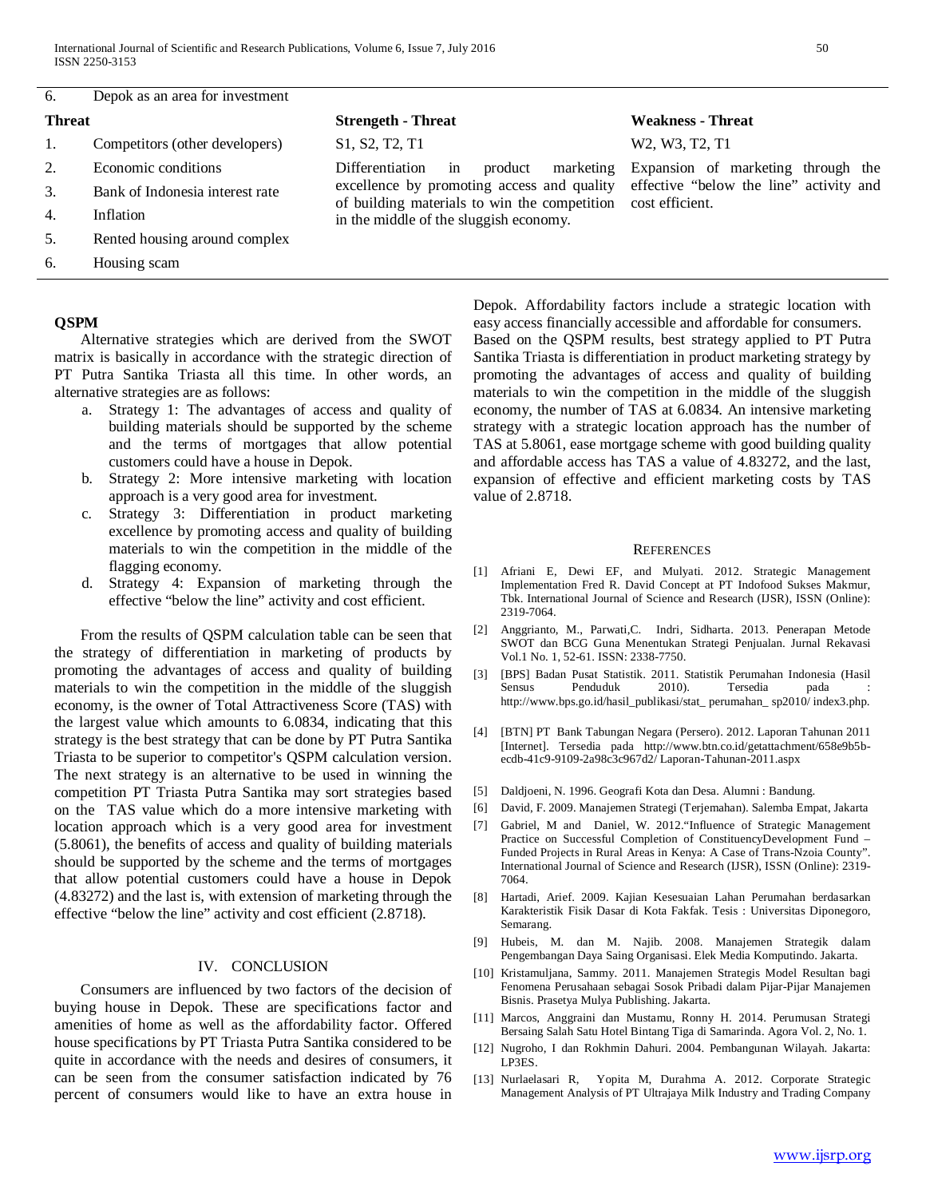| | | | |
|---|---|---|---|
| 6. | Depok as an area for investment | | |
| **Threat** | | **Strengeth - Threat** | **Weakness - Threat** |
| 1. | Competitors (other developers) | S1, S2, T2, T1 | W2, W3, T2, T1 |
| 2. | Economic conditions | Differentiation in product marketing excellence by promoting access and quality of building materials to win the competition in the middle of the sluggish economy. | Expansion of marketing through the effective "below the line" activity and cost efficient. |
| 3. | Bank of Indonesia interest rate | | |
| 4. | Inflation | | |
| 5. | Rented housing around complex | | |
| 6. | Housing scam | | |

**QSPM**

Alternative strategies which are derived from the SWOT matrix is basically in accordance with the strategic direction of PT Putra Santika Triasta all this time. In other words, an alternative strategies are as follows:

a. Strategy 1: The advantages of access and quality of building materials should be supported by the scheme and the terms of mortgages that allow potential customers could have a house in Depok.
b. Strategy 2: More intensive marketing with location approach is a very good area for investment.
c. Strategy 3: Differentiation in product marketing excellence by promoting access and quality of building materials to win the competition in the middle of the flagging economy.
d. Strategy 4: Expansion of marketing through the effective "below the line" activity and cost efficient.

From the results of QSPM calculation table can be seen that the strategy of differentiation in marketing of products by promoting the advantages of access and quality of building materials to win the competition in the middle of the sluggish economy, is the owner of Total Attractiveness Score (TAS) with the largest value which amounts to 6.0834, indicating that this strategy is the best strategy that can be done by PT Putra Santika Triasta to be superior to competitor's QSPM calculation version. The next strategy is an alternative to be used in winning the competition PT Triasta Putra Santika may sort strategies based on the TAS value which do a more intensive marketing with location approach which is a very good area for investment (5.8061), the benefits of access and quality of building materials should be supported by the scheme and the terms of mortgages that allow potential customers could have a house in Depok (4.83272) and the last is, with extension of marketing through the effective "below the line" activity and cost efficient (2.8718).

## IV. CONCLUSION

Consumers are influenced by two factors of the decision of buying house in Depok. These are specifications factor and amenities of home as well as the affordability factor. Offered house specifications by PT Triasta Putra Santika considered to be quite in accordance with the needs and desires of consumers, it can be seen from the consumer satisfaction indicated by 76 percent of consumers would like to have an extra house in Depok. Affordability factors include a strategic location with easy access financially accessible and affordable for consumers.

Based on the QSPM results, best strategy applied to PT Putra Santika Triasta is differentiation in product marketing strategy by promoting the advantages of access and quality of building materials to win the competition in the middle of the sluggish economy, the number of TAS at 6.0834. An intensive marketing strategy with a strategic location approach has the number of TAS at 5.8061, ease mortgage scheme with good building quality and affordable access has TAS a value of 4.83272, and the last, expansion of effective and efficient marketing costs by TAS value of 2.8718.

## REFERENCES

[1] Afriani E, Dewi EF, and Mulyati. 2012. Strategic Management Implementation Fred R. David Concept at PT Indofood Sukses Makmur, Tbk. International Journal of Science and Research (IJSR), ISSN (Online): 2319-7064.

[2] Anggrianto, M., Parwati,C. Indri, Sidharta. 2013. Penerapan Metode SWOT dan BCG Guna Menentukan Strategi Penjualan. Jurnal Rekavasi Vol.1 No. 1, 52-61. ISSN: 2338-7750.

[3] [BPS] Badan Pusat Statistik. 2011. Statistik Perumahan Indonesia (Hasil Sensus Penduduk 2010). Tersedia pada : http://www.bps.go.id/hasil_publikasi/stat_ perumahan_ sp2010/ index3.php.

[4] [BTN] PT Bank Tabungan Negara (Persero). 2012. Laporan Tahunan 2011 [Internet]. Tersedia pada http://www.btn.co.id/getattachment/658e9b5b-ecdb-41c9-9109-2a98c3c967d2/ Laporan-Tahunan-2011.aspx

[5] Daldjoeni, N. 1996. Geografi Kota dan Desa. Alumni : Bandung.

[6] David, F. 2009. Manajemen Strategi (Terjemahan). Salemba Empat, Jakarta

[7] Gabriel, M and Daniel, W. 2012."Influence of Strategic Management Practice on Successful Completion of ConstituencyDevelopment Fund – Funded Projects in Rural Areas in Kenya: A Case of Trans-Nzoia County". International Journal of Science and Research (IJSR), ISSN (Online): 2319-7064.

[8] Hartadi, Arief. 2009. Kajian Kesesuaian Lahan Perumahan berdasarkan Karakteristik Fisik Dasar di Kota Fakfak. Tesis : Universitas Diponegoro, Semarang.

[9] Hubeis, M. dan M. Najib. 2008. Manajemen Strategik dalam Pengembangan Daya Saing Organisasi. Elek Media Komputindo. Jakarta.

[10] Kristamuljana, Sammy. 2011. Manajemen Strategis Model Resultan bagi Fenomena Perusahaan sebagai Sosok Pribadi dalam Pijar-Pijar Manajemen Bisnis. Prasetya Mulya Publishing. Jakarta.

[11] Marcos, Anggraini dan Mustamu, Ronny H. 2014. Perumusan Strategi Bersaing Salah Satu Hotel Bintang Tiga di Samarinda. Agora Vol. 2, No. 1.

[12] Nugroho, I dan Rokhmin Dahuri. 2004. Pembangunan Wilayah. Jakarta: LP3ES.

[13] Nurlaelasari R, Yopita M, Durahma A. 2012. Corporate Strategic Management Analysis of PT Ultrajaya Milk Industry and Trading Company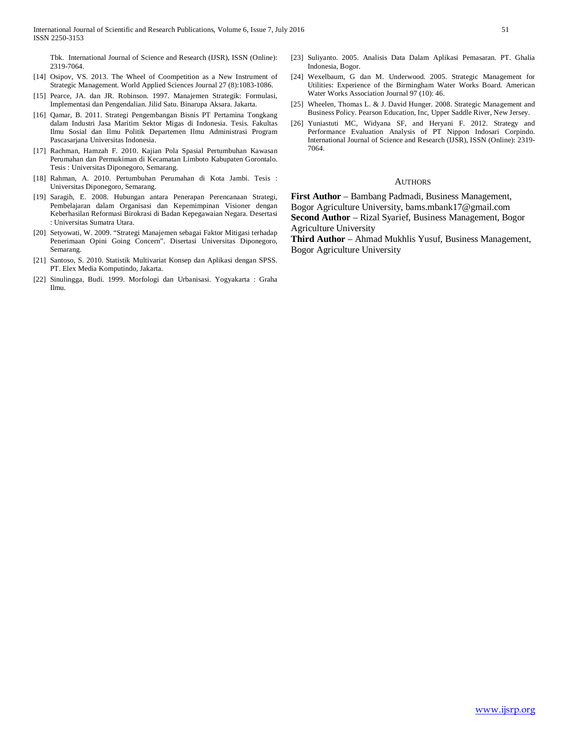Tbk. International Journal of Science and Research (IJSR), ISSN (Online): 2319-7064.

[14] Osipov, VS. 2013. The Wheel of Coompetition as a New Instrument of Strategic Management. World Applied Sciences Journal 27 (8):1083-1086.

[15] Pearce, JA. dan JR. Robinson. 1997. Manajemen Strategik: Formulasi, Implementasi dan Pengendalian. Jilid Satu. Binarupa Aksara. Jakarta.

[16] Qamar, B. 2011. Strategi Pengembangan Bisnis PT Pertamina Tongkang dalam Industri Jasa Maritim Sektor Migas di Indonesia. Tesis. Fakultas Ilmu Sosial dan Ilmu Politik Departemen Ilmu Administrasi Program Pascasarjana Universitas Indonesia.

[17] Rachman, Hamzah F. 2010. Kajian Pola Spasial Pertumbuhan Kawasan Perumahan dan Permukiman di Kecamatan Limboto Kabupaten Gorontalo. Tesis : Universitas Diponegoro, Semarang.

[18] Rahman, A. 2010. Pertumbuhan Perumahan di Kota Jambi. Tesis : Universitas Diponegoro, Semarang.

[19] Saragih, E. 2008. Hubungan antara Penerapan Perencanaan Strategi, Pembelajaran dalam Organisasi dan Kepemimpinan Visioner dengan Keberhasilan Reformasi Birokrasi di Badan Kepegawaian Negara. Desertasi : Universitas Sumatra Utara.

[20] Setyowati, W. 2009. "Strategi Manajemen sebagai Faktor Mitigasi terhadap Penerimaan Opini Going Concern". Disertasi Universitas Diponegoro, Semarang.

[21] Santoso, S. 2010. Statistik Multivariat Konsep dan Aplikasi dengan SPSS. PT. Elex Media Komputindo, Jakarta.

[22] Sinulingga, Budi. 1999. Morfologi dan Urbanisasi. Yogyakarta : Graha Ilmu.

[23] Suliyanto. 2005. Analisis Data Dalam Aplikasi Pemasaran. PT. Ghalia Indonesia, Bogor.

[24] Wexelbaum, G dan M. Underwood. 2005. Strategic Management for Utilities: Experience of the Birmingham Water Works Board. American Water Works Association Journal 97 (10): 46.

[25] Wheelen, Thomas L. & J. David Hunger. 2008. Strategic Management and Business Policy. Pearson Education, Inc, Upper Saddle River, New Jersey.

[26] Yuniastuti MC, Widyana SF, and Heryani F. 2012. Strategy and Performance Evaluation Analysis of PT Nippon Indosari Corpindo. International Journal of Science and Research (IJSR), ISSN (Online): 2319-7064.

## AUTHORS

**First Author** – Bambang Padmadi, Business Management, Bogor Agriculture University, bams.mbank17@gmail.com

**Second Author** – Rizal Syarief, Business Management, Bogor Agriculture University

**Third Author** – Ahmad Mukhlis Yusuf, Business Management, Bogor Agriculture University